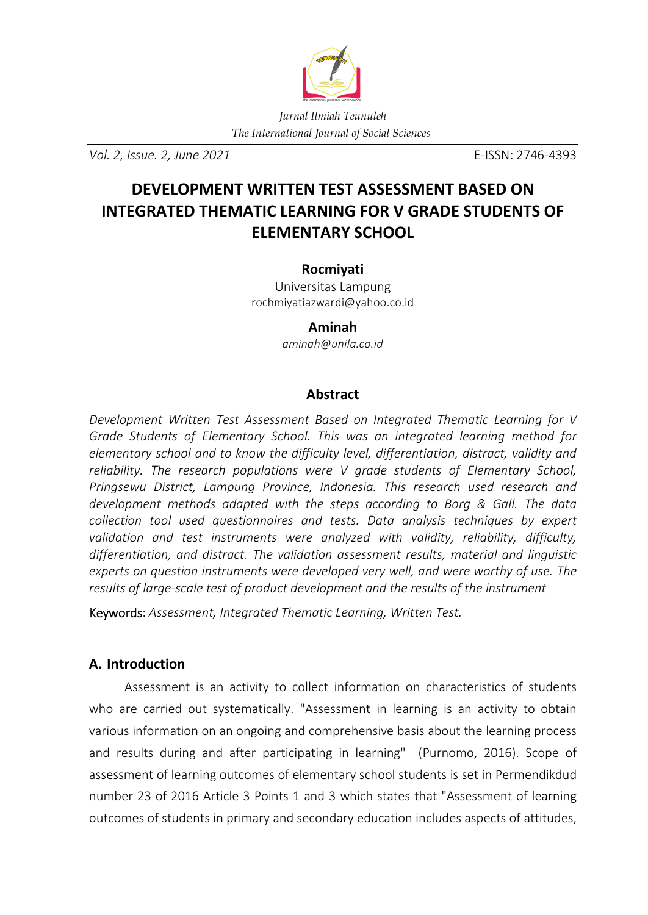*Jurnal Ilmiah Teunuleh*
*The International Journal of Social Sciences*

*Vol. 2, Issue. 2, June 2021* E-ISSN: 2746-4393

# DEVELOPMENT WRITTEN TEST ASSESSMENT BASED ON INTEGRATED THEMATIC LEARNING FOR V GRADE STUDENTS OF ELEMENTARY SCHOOL

**Rocmiyati**
Universitas Lampung
rochmiyatiazwardi@yahoo.co.id

**Aminah**
*aminah@unila.co.id*

## Abstract

*Development Written Test Assessment Based on Integrated Thematic Learning for V Grade Students of Elementary School. This was an integrated learning method for elementary school and to know the difficulty level, differentiation, distract, validity and reliability. The research populations were V grade students of Elementary School, Pringsewu District, Lampung Province, Indonesia. This research used research and development methods adapted with the steps according to Borg & Gall. The data collection tool used questionnaires and tests. Data analysis techniques by expert validation and test instruments were analyzed with validity, reliability, difficulty, differentiation, and distract. The validation assessment results, material and linguistic experts on question instruments were developed very well, and were worthy of use. The results of large-scale test of product development and the results of the instrument*

Keywords: *Assessment, Integrated Thematic Learning, Written Test.*

## A. Introduction

Assessment is an activity to collect information on characteristics of students who are carried out systematically. "Assessment in learning is an activity to obtain various information on an ongoing and comprehensive basis about the learning process and results during and after participating in learning" (Purnomo, 2016). Scope of assessment of learning outcomes of elementary school students is set in Permendikdud number 23 of 2016 Article 3 Points 1 and 3 which states that "Assessment of learning outcomes of students in primary and secondary education includes aspects of attitudes,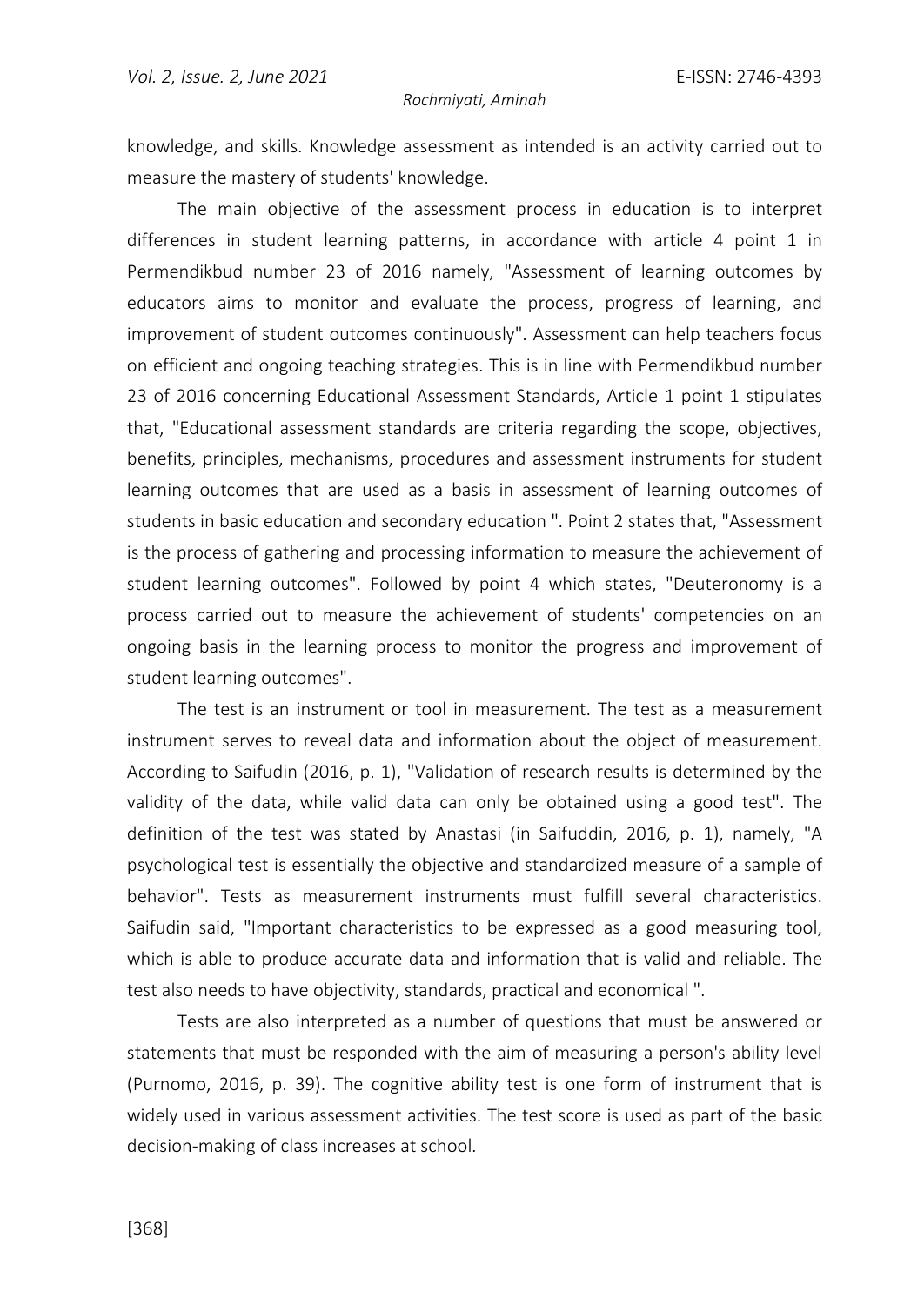knowledge, and skills. Knowledge assessment as intended is an activity carried out to measure the mastery of students' knowledge.

The main objective of the assessment process in education is to interpret differences in student learning patterns, in accordance with article 4 point 1 in Permendikbud number 23 of 2016 namely, "Assessment of learning outcomes by educators aims to monitor and evaluate the process, progress of learning, and improvement of student outcomes continuously". Assessment can help teachers focus on efficient and ongoing teaching strategies. This is in line with Permendikbud number 23 of 2016 concerning Educational Assessment Standards, Article 1 point 1 stipulates that, "Educational assessment standards are criteria regarding the scope, objectives, benefits, principles, mechanisms, procedures and assessment instruments for student learning outcomes that are used as a basis in assessment of learning outcomes of students in basic education and secondary education ". Point 2 states that, "Assessment is the process of gathering and processing information to measure the achievement of student learning outcomes". Followed by point 4 which states, "Deuteronomy is a process carried out to measure the achievement of students' competencies on an ongoing basis in the learning process to monitor the progress and improvement of student learning outcomes".

The test is an instrument or tool in measurement. The test as a measurement instrument serves to reveal data and information about the object of measurement. According to Saifudin (2016, p. 1), "Validation of research results is determined by the validity of the data, while valid data can only be obtained using a good test". The definition of the test was stated by Anastasi (in Saifuddin, 2016, p. 1), namely, "A psychological test is essentially the objective and standardized measure of a sample of behavior". Tests as measurement instruments must fulfill several characteristics. Saifudin said, "Important characteristics to be expressed as a good measuring tool, which is able to produce accurate data and information that is valid and reliable. The test also needs to have objectivity, standards, practical and economical ".

Tests are also interpreted as a number of questions that must be answered or statements that must be responded with the aim of measuring a person's ability level (Purnomo, 2016, p. 39). The cognitive ability test is one form of instrument that is widely used in various assessment activities. The test score is used as part of the basic decision-making of class increases at school.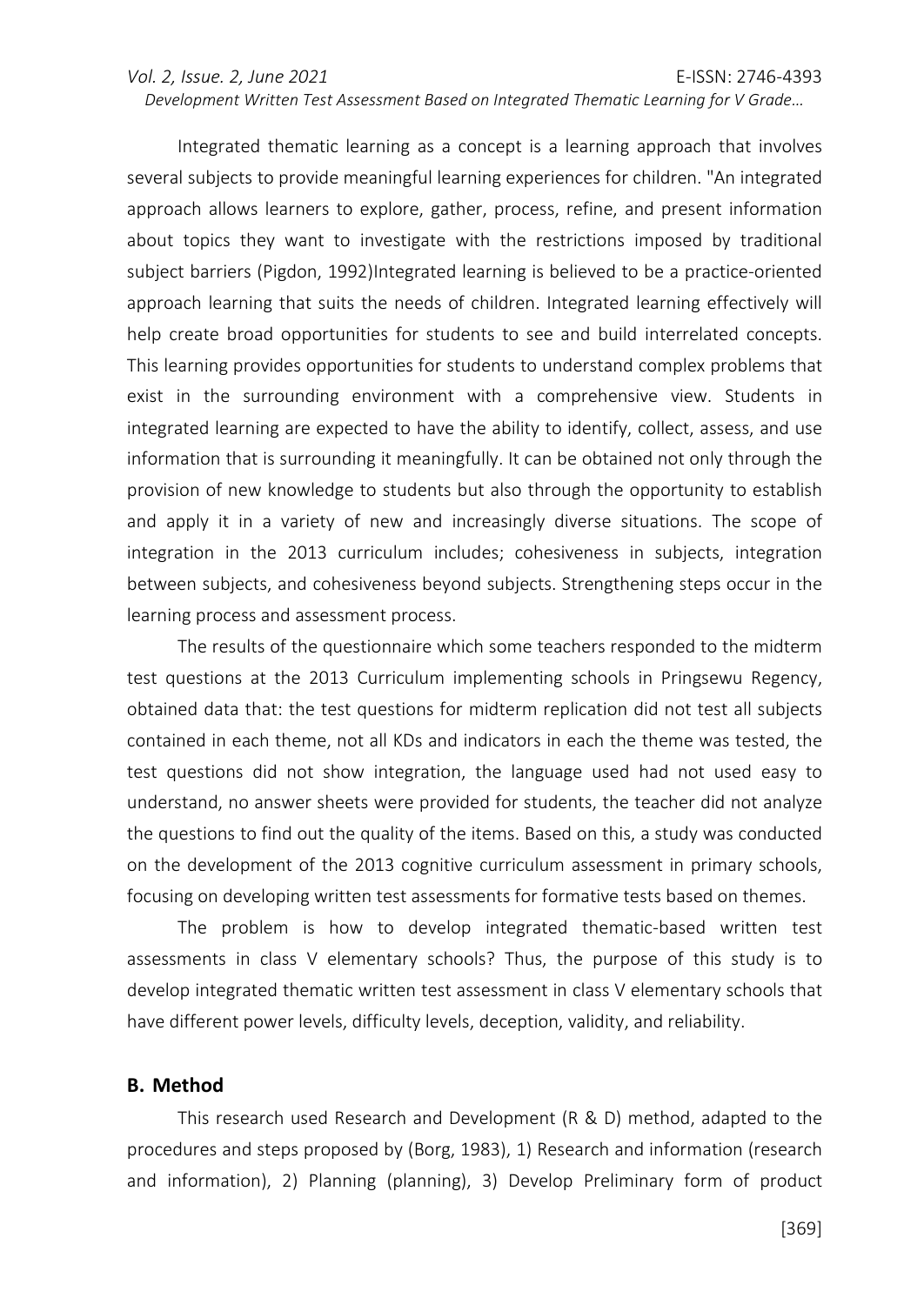Integrated thematic learning as a concept is a learning approach that involves several subjects to provide meaningful learning experiences for children. "An integrated approach allows learners to explore, gather, process, refine, and present information about topics they want to investigate with the restrictions imposed by traditional subject barriers (Pigdon, 1992)Integrated learning is believed to be a practice-oriented approach learning that suits the needs of children. Integrated learning effectively will help create broad opportunities for students to see and build interrelated concepts. This learning provides opportunities for students to understand complex problems that exist in the surrounding environment with a comprehensive view. Students in integrated learning are expected to have the ability to identify, collect, assess, and use information that is surrounding it meaningfully. It can be obtained not only through the provision of new knowledge to students but also through the opportunity to establish and apply it in a variety of new and increasingly diverse situations. The scope of integration in the 2013 curriculum includes; cohesiveness in subjects, integration between subjects, and cohesiveness beyond subjects. Strengthening steps occur in the learning process and assessment process.

The results of the questionnaire which some teachers responded to the midterm test questions at the 2013 Curriculum implementing schools in Pringsewu Regency, obtained data that: the test questions for midterm replication did not test all subjects contained in each theme, not all KDs and indicators in each the theme was tested, the test questions did not show integration, the language used had not used easy to understand, no answer sheets were provided for students, the teacher did not analyze the questions to find out the quality of the items. Based on this, a study was conducted on the development of the 2013 cognitive curriculum assessment in primary schools, focusing on developing written test assessments for formative tests based on themes.

The problem is how to develop integrated thematic-based written test assessments in class V elementary schools? Thus, the purpose of this study is to develop integrated thematic written test assessment in class V elementary schools that have different power levels, difficulty levels, deception, validity, and reliability.

## B. Method

This research used Research and Development (R & D) method, adapted to the procedures and steps proposed by (Borg, 1983), 1) Research and information (research and information), 2) Planning (planning), 3) Develop Preliminary form of product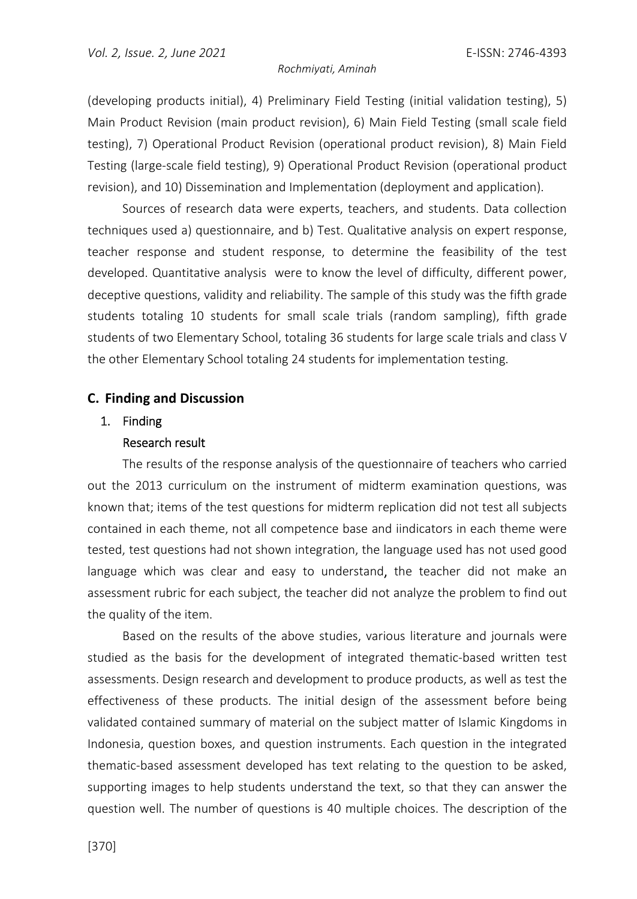(developing products initial), 4) Preliminary Field Testing (initial validation testing), 5) Main Product Revision (main product revision), 6) Main Field Testing (small scale field testing), 7) Operational Product Revision (operational product revision), 8) Main Field Testing (large-scale field testing), 9) Operational Product Revision (operational product revision), and 10) Dissemination and Implementation (deployment and application).

Sources of research data were experts, teachers, and students. Data collection techniques used a) questionnaire, and b) Test. Qualitative analysis on expert response, teacher response and student response, to determine the feasibility of the test developed. Quantitative analysis were to know the level of difficulty, different power, deceptive questions, validity and reliability. The sample of this study was the fifth grade students totaling 10 students for small scale trials (random sampling), fifth grade students of two Elementary School, totaling 36 students for large scale trials and class V the other Elementary School totaling 24 students for implementation testing.

## C. Finding and Discussion

### 1. Finding

#### Research result

The results of the response analysis of the questionnaire of teachers who carried out the 2013 curriculum on the instrument of midterm examination questions, was known that; items of the test questions for midterm replication did not test all subjects contained in each theme, not all competence base and iindicators in each theme were tested, test questions had not shown integration, the language used has not used good language which was clear and easy to understand, the teacher did not make an assessment rubric for each subject, the teacher did not analyze the problem to find out the quality of the item.

Based on the results of the above studies, various literature and journals were studied as the basis for the development of integrated thematic-based written test assessments. Design research and development to produce products, as well as test the effectiveness of these products. The initial design of the assessment before being validated contained summary of material on the subject matter of Islamic Kingdoms in Indonesia, question boxes, and question instruments. Each question in the integrated thematic-based assessment developed has text relating to the question to be asked, supporting images to help students understand the text, so that they can answer the question well. The number of questions is 40 multiple choices. The description of the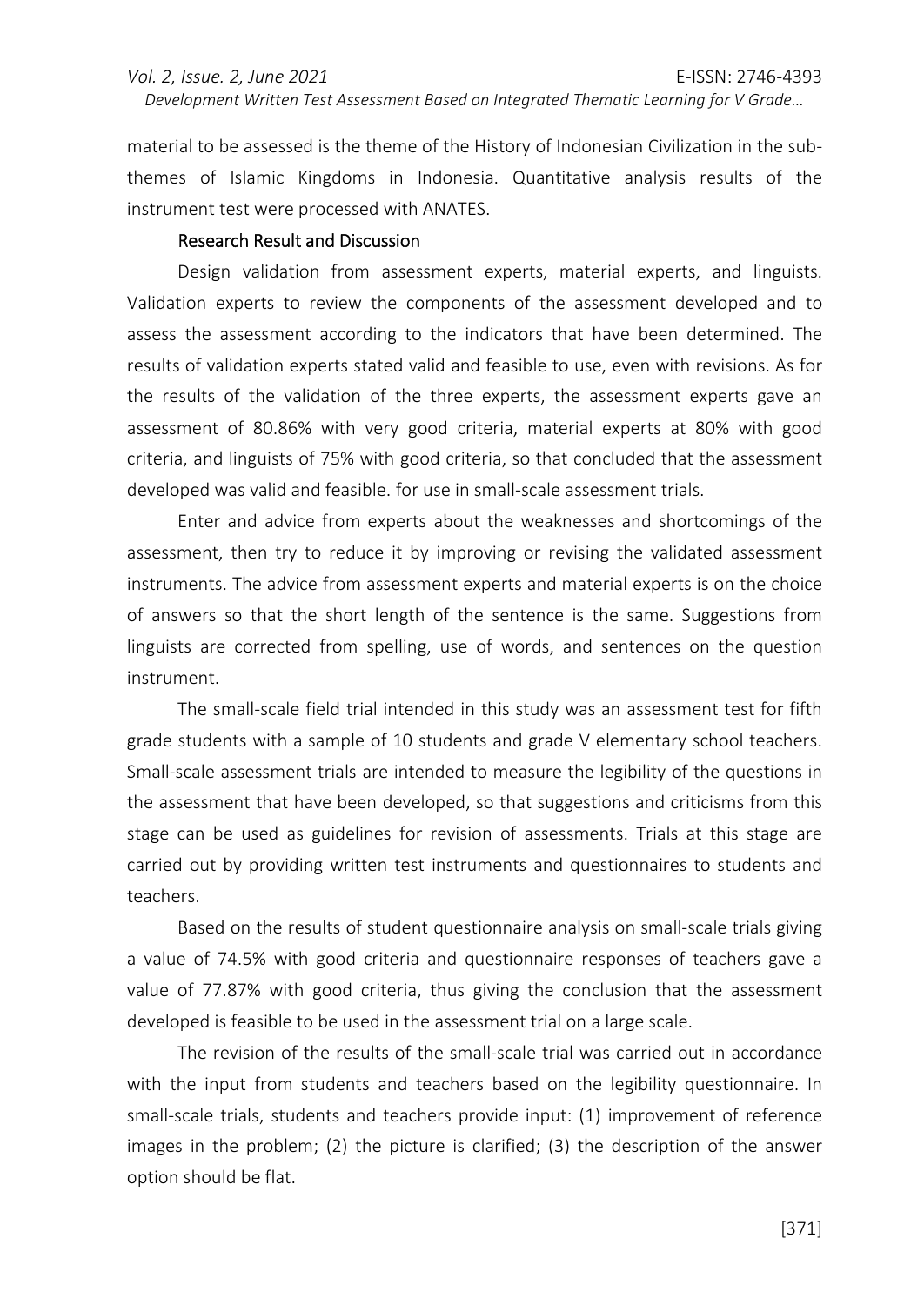material to be assessed is the theme of the History of Indonesian Civilization in the sub-themes of Islamic Kingdoms in Indonesia. Quantitative analysis results of the instrument test were processed with ANATES.

## Research Result and Discussion

Design validation from assessment experts, material experts, and linguists. Validation experts to review the components of the assessment developed and to assess the assessment according to the indicators that have been determined. The results of validation experts stated valid and feasible to use, even with revisions. As for the results of the validation of the three experts, the assessment experts gave an assessment of 80.86% with very good criteria, material experts at 80% with good criteria, and linguists of 75% with good criteria, so that concluded that the assessment developed was valid and feasible. for use in small-scale assessment trials.

Enter and advice from experts about the weaknesses and shortcomings of the assessment, then try to reduce it by improving or revising the validated assessment instruments. The advice from assessment experts and material experts is on the choice of answers so that the short length of the sentence is the same. Suggestions from linguists are corrected from spelling, use of words, and sentences on the question instrument.

The small-scale field trial intended in this study was an assessment test for fifth grade students with a sample of 10 students and grade V elementary school teachers. Small-scale assessment trials are intended to measure the legibility of the questions in the assessment that have been developed, so that suggestions and criticisms from this stage can be used as guidelines for revision of assessments. Trials at this stage are carried out by providing written test instruments and questionnaires to students and teachers.

Based on the results of student questionnaire analysis on small-scale trials giving a value of 74.5% with good criteria and questionnaire responses of teachers gave a value of 77.87% with good criteria, thus giving the conclusion that the assessment developed is feasible to be used in the assessment trial on a large scale.

The revision of the results of the small-scale trial was carried out in accordance with the input from students and teachers based on the legibility questionnaire. In small-scale trials, students and teachers provide input: (1) improvement of reference images in the problem; (2) the picture is clarified; (3) the description of the answer option should be flat.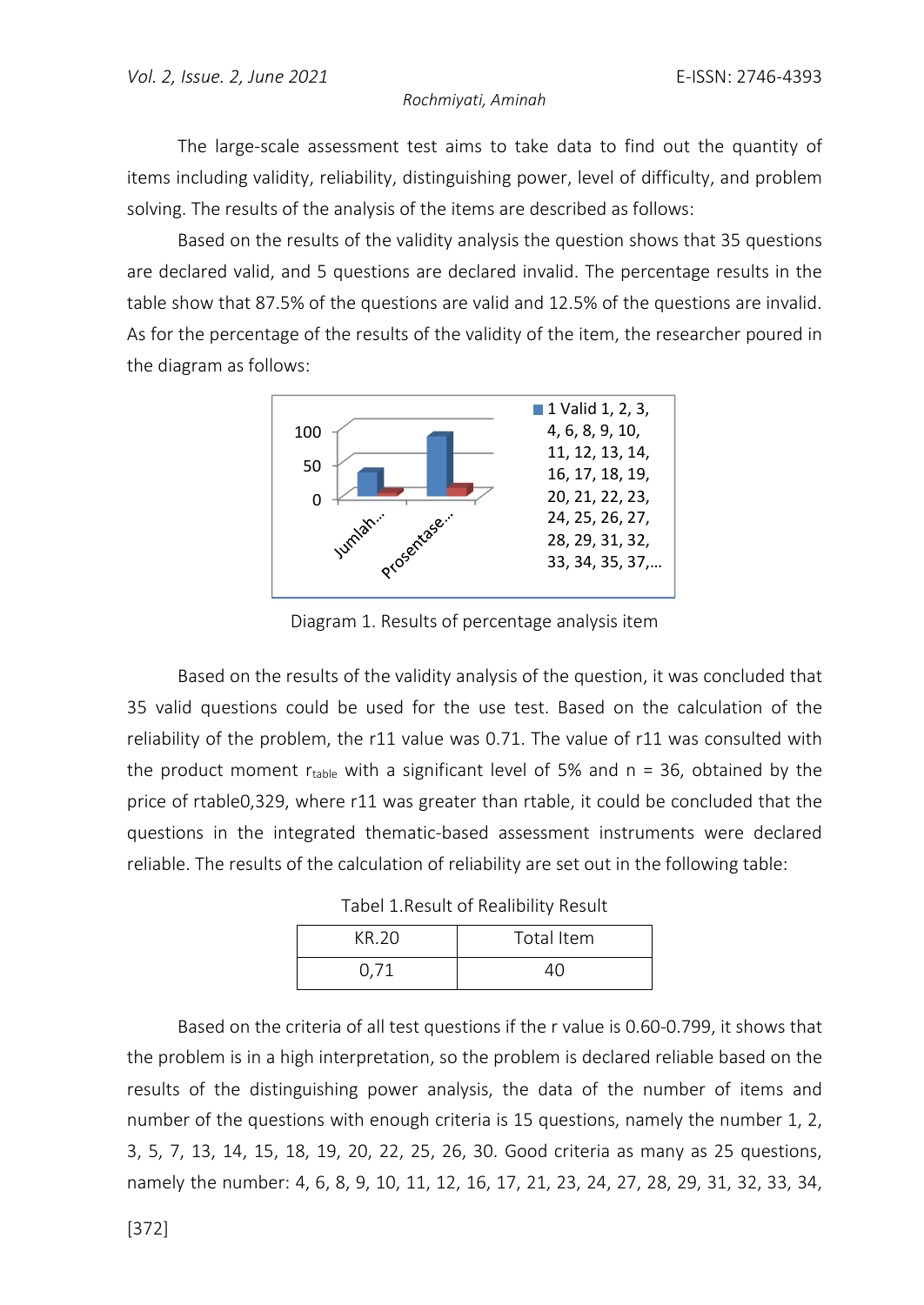The large-scale assessment test aims to take data to find out the quantity of items including validity, reliability, distinguishing power, level of difficulty, and problem solving. The results of the analysis of the items are described as follows:

Based on the results of the validity analysis the question shows that 35 questions are declared valid, and 5 questions are declared invalid. The percentage results in the table show that 87.5% of the questions are valid and 12.5% of the questions are invalid. As for the percentage of the results of the validity of the item, the researcher poured in the diagram as follows:

Diagram 1. Results of percentage analysis item

Based on the results of the validity analysis of the question, it was concluded that 35 valid questions could be used for the use test. Based on the calculation of the reliability of the problem, the r11 value was 0.71. The value of r11 was consulted with the product moment $r_{table}$ with a significant level of 5% and n = 36, obtained by the price of rtable0,329, where r11 was greater than rtable, it could be concluded that the questions in the integrated thematic-based assessment instruments were declared reliable. The results of the calculation of reliability are set out in the following table:

Tabel 1.Result of Realibility Result

| KR.20 | Total Item |
|---|---|
| 0,71 | 40 |

Based on the criteria of all test questions if the r value is 0.60-0.799, it shows that the problem is in a high interpretation, so the problem is declared reliable based on the results of the distinguishing power analysis, the data of the number of items and number of the questions with enough criteria is 15 questions, namely the number 1, 2, 3, 5, 7, 13, 14, 15, 18, 19, 20, 22, 25, 26, 30. Good criteria as many as 25 questions, namely the number: 4, 6, 8, 9, 10, 11, 12, 16, 17, 21, 23, 24, 27, 28, 29, 31, 32, 33, 34,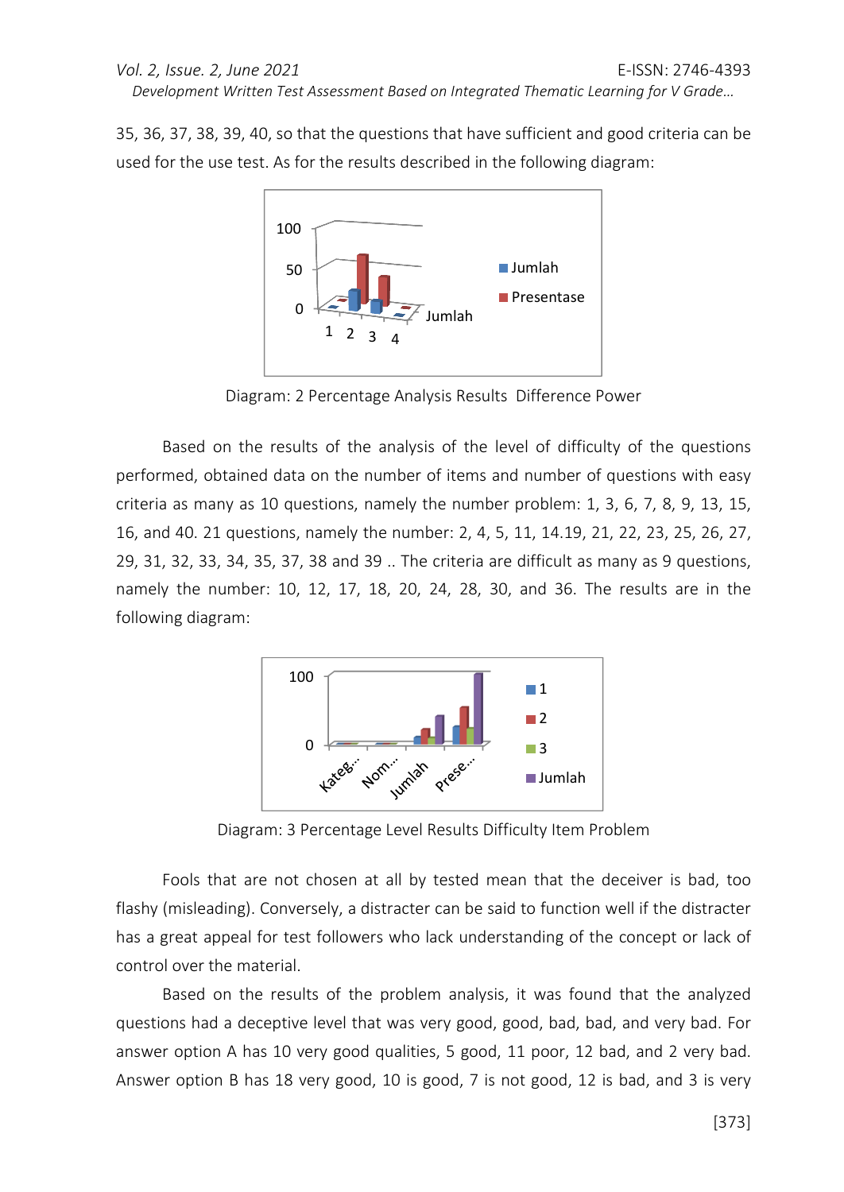35, 36, 37, 38, 39, 40, so that the questions that have sufficient and good criteria can be used for the use test. As for the results described in the following diagram:

Diagram: 2 Percentage Analysis Results  Difference Power

Based on the results of the analysis of the level of difficulty of the questions performed, obtained data on the number of items and number of questions with easy criteria as many as 10 questions, namely the number problem: 1, 3, 6, 7, 8, 9, 13, 15, 16, and 40. 21 questions, namely the number: 2, 4, 5, 11, 14.19, 21, 22, 23, 25, 26, 27, 29, 31, 32, 33, 34, 35, 37, 38 and 39 .. The criteria are difficult as many as 9 questions, namely the number: 10, 12, 17, 18, 20, 24, 28, 30, and 36. The results are in the following diagram:

Diagram: 3 Percentage Level Results Difficulty Item Problem

Fools that are not chosen at all by tested mean that the deceiver is bad, too flashy (misleading). Conversely, a distracter can be said to function well if the distracter has a great appeal for test followers who lack understanding of the concept or lack of control over the material.

Based on the results of the problem analysis, it was found that the analyzed questions had a deceptive level that was very good, good, bad, bad, and very bad. For answer option A has 10 very good qualities, 5 good, 11 poor, 12 bad, and 2 very bad. Answer option B has 18 very good, 10 is good, 7 is not good, 12 is bad, and 3 is very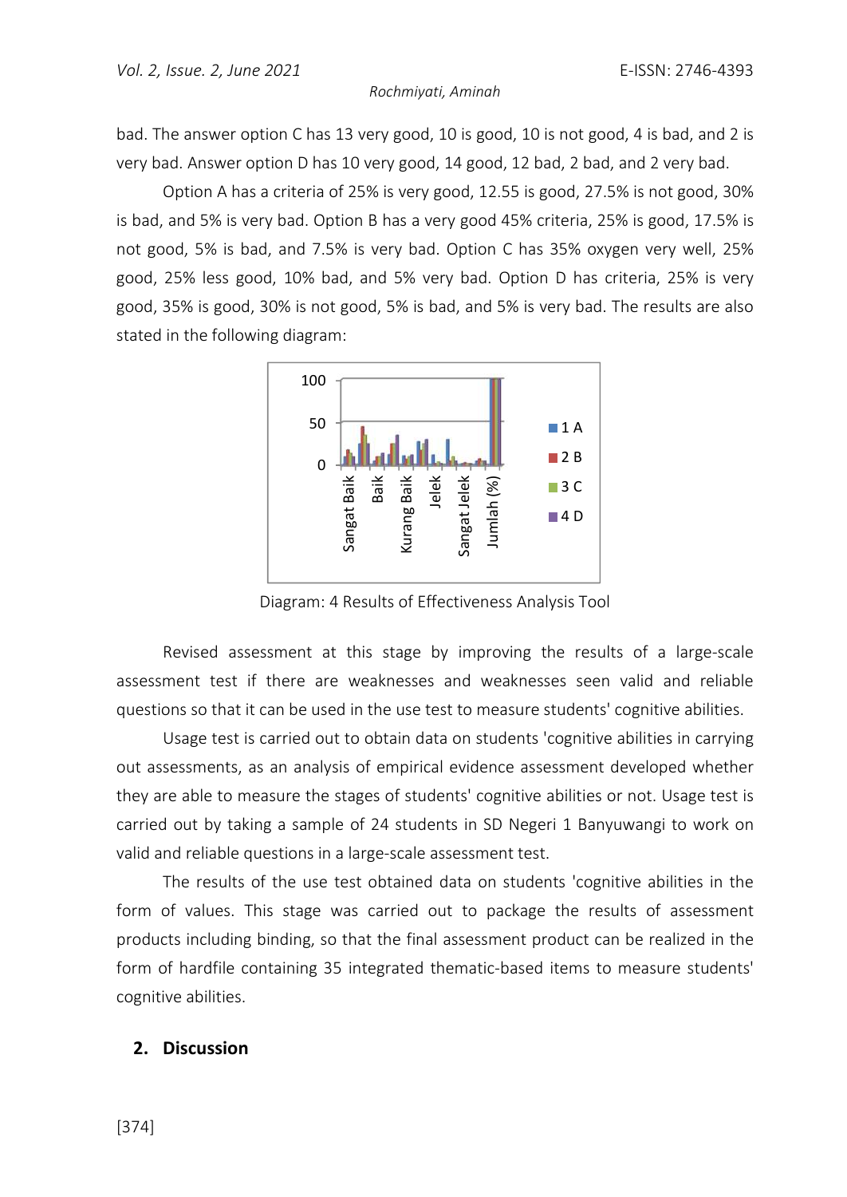bad. The answer option C has 13 very good, 10 is good, 10 is not good, 4 is bad, and 2 is very bad. Answer option D has 10 very good, 14 good, 12 bad, 2 bad, and 2 very bad.

Option A has a criteria of 25% is very good, 12.55 is good, 27.5% is not good, 30% is bad, and 5% is very bad. Option B has a very good 45% criteria, 25% is good, 17.5% is not good, 5% is bad, and 7.5% is very bad. Option C has 35% oxygen very well, 25% good, 25% less good, 10% bad, and 5% very bad. Option D has criteria, 25% is very good, 35% is good, 30% is not good, 5% is bad, and 5% is very bad. The results are also stated in the following diagram:

Diagram: 4 Results of Effectiveness Analysis Tool

Revised assessment at this stage by improving the results of a large-scale assessment test if there are weaknesses and weaknesses seen valid and reliable questions so that it can be used in the use test to measure students' cognitive abilities.

Usage test is carried out to obtain data on students 'cognitive abilities in carrying out assessments, as an analysis of empirical evidence assessment developed whether they are able to measure the stages of students' cognitive abilities or not. Usage test is carried out by taking a sample of 24 students in SD Negeri 1 Banyuwangi to work on valid and reliable questions in a large-scale assessment test.

The results of the use test obtained data on students 'cognitive abilities in the form of values. This stage was carried out to package the results of assessment products including binding, so that the final assessment product can be realized in the form of hardfile containing 35 integrated thematic-based items to measure students' cognitive abilities.

## 2. Discussion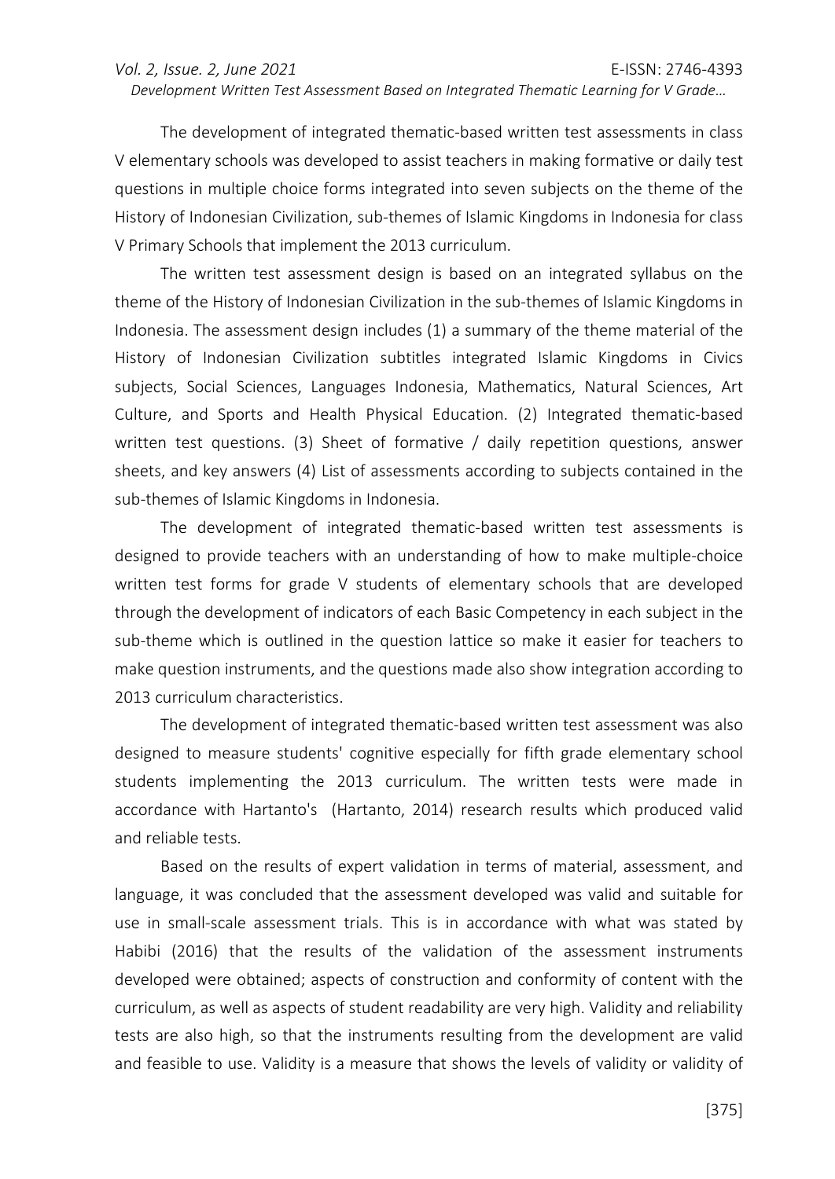The development of integrated thematic-based written test assessments in class V elementary schools was developed to assist teachers in making formative or daily test questions in multiple choice forms integrated into seven subjects on the theme of the History of Indonesian Civilization, sub-themes of Islamic Kingdoms in Indonesia for class V Primary Schools that implement the 2013 curriculum.

The written test assessment design is based on an integrated syllabus on the theme of the History of Indonesian Civilization in the sub-themes of Islamic Kingdoms in Indonesia. The assessment design includes (1) a summary of the theme material of the History of Indonesian Civilization subtitles integrated Islamic Kingdoms in Civics subjects, Social Sciences, Languages Indonesia, Mathematics, Natural Sciences, Art Culture, and Sports and Health Physical Education. (2) Integrated thematic-based written test questions. (3) Sheet of formative / daily repetition questions, answer sheets, and key answers (4) List of assessments according to subjects contained in the sub-themes of Islamic Kingdoms in Indonesia.

The development of integrated thematic-based written test assessments is designed to provide teachers with an understanding of how to make multiple-choice written test forms for grade V students of elementary schools that are developed through the development of indicators of each Basic Competency in each subject in the sub-theme which is outlined in the question lattice so make it easier for teachers to make question instruments, and the questions made also show integration according to 2013 curriculum characteristics.

The development of integrated thematic-based written test assessment was also designed to measure students' cognitive especially for fifth grade elementary school students implementing the 2013 curriculum. The written tests were made in accordance with Hartanto's (Hartanto, 2014) research results which produced valid and reliable tests.

Based on the results of expert validation in terms of material, assessment, and language, it was concluded that the assessment developed was valid and suitable for use in small-scale assessment trials. This is in accordance with what was stated by Habibi (2016) that the results of the validation of the assessment instruments developed were obtained; aspects of construction and conformity of content with the curriculum, as well as aspects of student readability are very high. Validity and reliability tests are also high, so that the instruments resulting from the development are valid and feasible to use. Validity is a measure that shows the levels of validity or validity of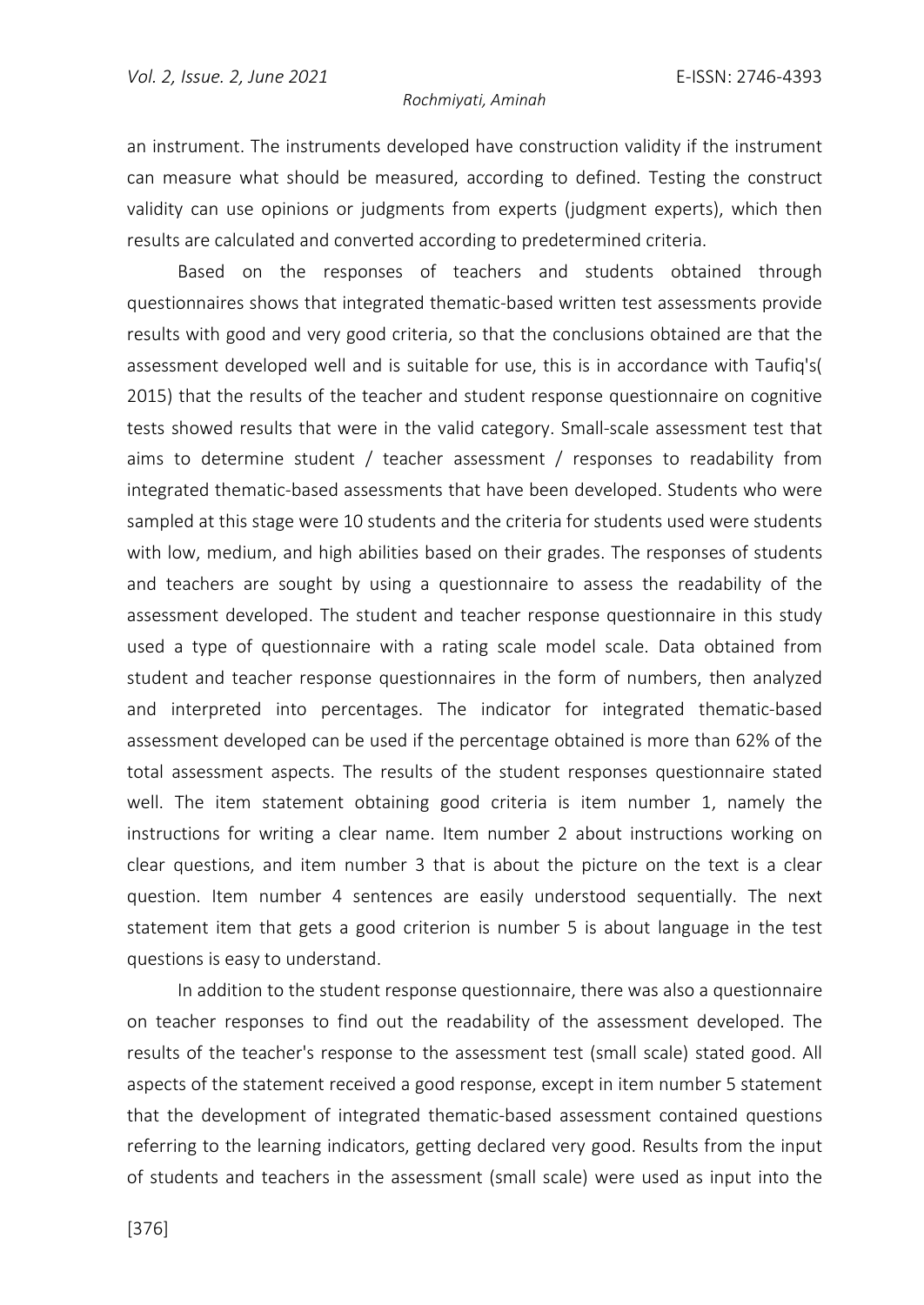an instrument. The instruments developed have construction validity if the instrument can measure what should be measured, according to defined. Testing the construct validity can use opinions or judgments from experts (judgment experts), which then results are calculated and converted according to predetermined criteria.

Based on the responses of teachers and students obtained through questionnaires shows that integrated thematic-based written test assessments provide results with good and very good criteria, so that the conclusions obtained are that the assessment developed well and is suitable for use, this is in accordance with Taufiq's( 2015) that the results of the teacher and student response questionnaire on cognitive tests showed results that were in the valid category. Small-scale assessment test that aims to determine student / teacher assessment / responses to readability from integrated thematic-based assessments that have been developed. Students who were sampled at this stage were 10 students and the criteria for students used were students with low, medium, and high abilities based on their grades. The responses of students and teachers are sought by using a questionnaire to assess the readability of the assessment developed. The student and teacher response questionnaire in this study used a type of questionnaire with a rating scale model scale. Data obtained from student and teacher response questionnaires in the form of numbers, then analyzed and interpreted into percentages. The indicator for integrated thematic-based assessment developed can be used if the percentage obtained is more than 62% of the total assessment aspects. The results of the student responses questionnaire stated well. The item statement obtaining good criteria is item number 1, namely the instructions for writing a clear name. Item number 2 about instructions working on clear questions, and item number 3 that is about the picture on the text is a clear question. Item number 4 sentences are easily understood sequentially. The next statement item that gets a good criterion is number 5 is about language in the test questions is easy to understand.

In addition to the student response questionnaire, there was also a questionnaire on teacher responses to find out the readability of the assessment developed. The results of the teacher's response to the assessment test (small scale) stated good. All aspects of the statement received a good response, except in item number 5 statement that the development of integrated thematic-based assessment contained questions referring to the learning indicators, getting declared very good. Results from the input of students and teachers in the assessment (small scale) were used as input into the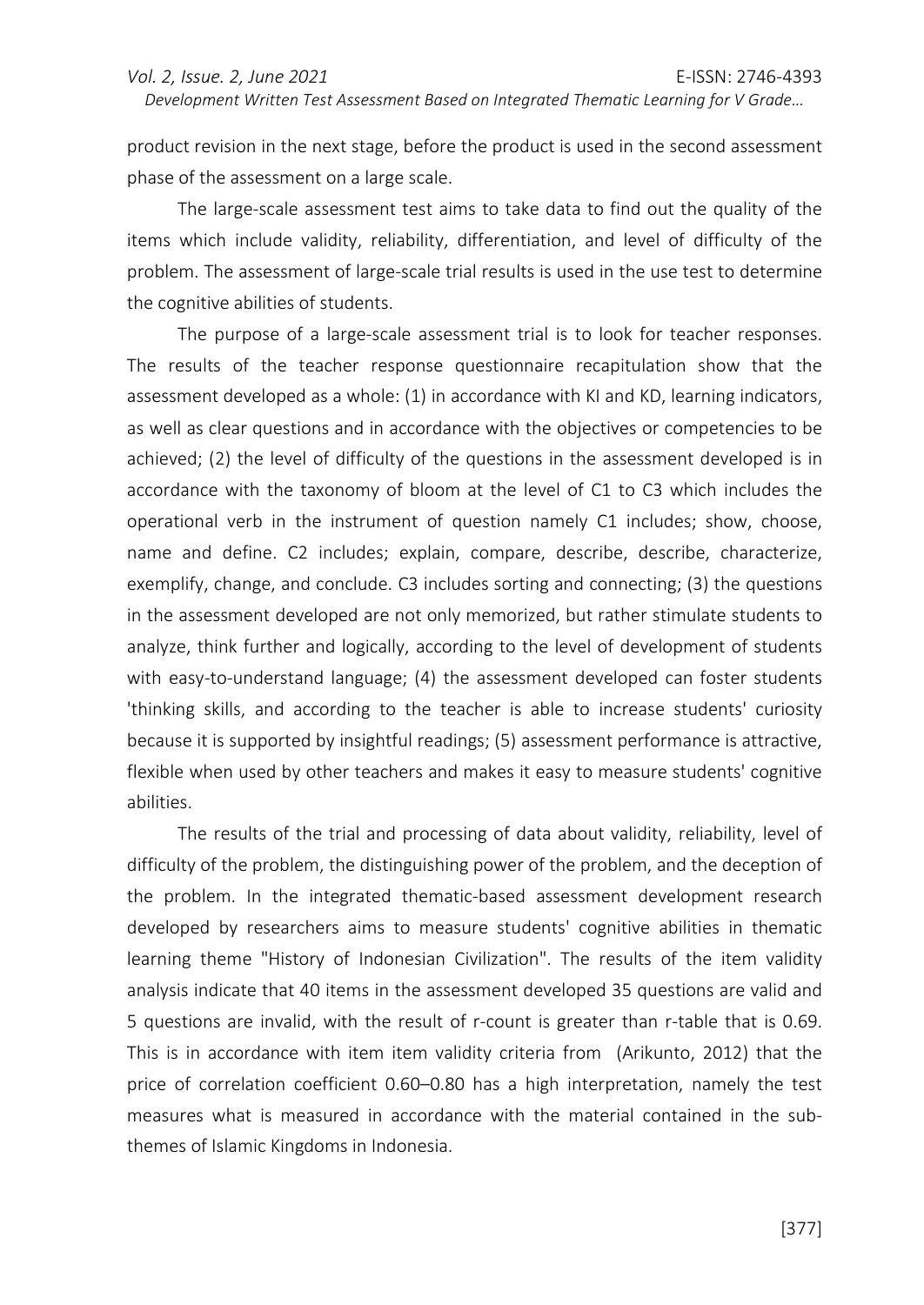product revision in the next stage, before the product is used in the second assessment phase of the assessment on a large scale.

The large-scale assessment test aims to take data to find out the quality of the items which include validity, reliability, differentiation, and level of difficulty of the problem. The assessment of large-scale trial results is used in the use test to determine the cognitive abilities of students.

The purpose of a large-scale assessment trial is to look for teacher responses. The results of the teacher response questionnaire recapitulation show that the assessment developed as a whole: (1) in accordance with KI and KD, learning indicators, as well as clear questions and in accordance with the objectives or competencies to be achieved; (2) the level of difficulty of the questions in the assessment developed is in accordance with the taxonomy of bloom at the level of C1 to C3 which includes the operational verb in the instrument of question namely C1 includes; show, choose, name and define. C2 includes; explain, compare, describe, describe, characterize, exemplify, change, and conclude. C3 includes sorting and connecting; (3) the questions in the assessment developed are not only memorized, but rather stimulate students to analyze, think further and logically, according to the level of development of students with easy-to-understand language; (4) the assessment developed can foster students 'thinking skills, and according to the teacher is able to increase students' curiosity because it is supported by insightful readings; (5) assessment performance is attractive, flexible when used by other teachers and makes it easy to measure students' cognitive abilities.

The results of the trial and processing of data about validity, reliability, level of difficulty of the problem, the distinguishing power of the problem, and the deception of the problem. In the integrated thematic-based assessment development research developed by researchers aims to measure students' cognitive abilities in thematic learning theme "History of Indonesian Civilization". The results of the item validity analysis indicate that 40 items in the assessment developed 35 questions are valid and 5 questions are invalid, with the result of r-count is greater than r-table that is 0.69. This is in accordance with item item validity criteria from (Arikunto, 2012) that the price of correlation coefficient 0.60–0.80 has a high interpretation, namely the test measures what is measured in accordance with the material contained in the sub-themes of Islamic Kingdoms in Indonesia.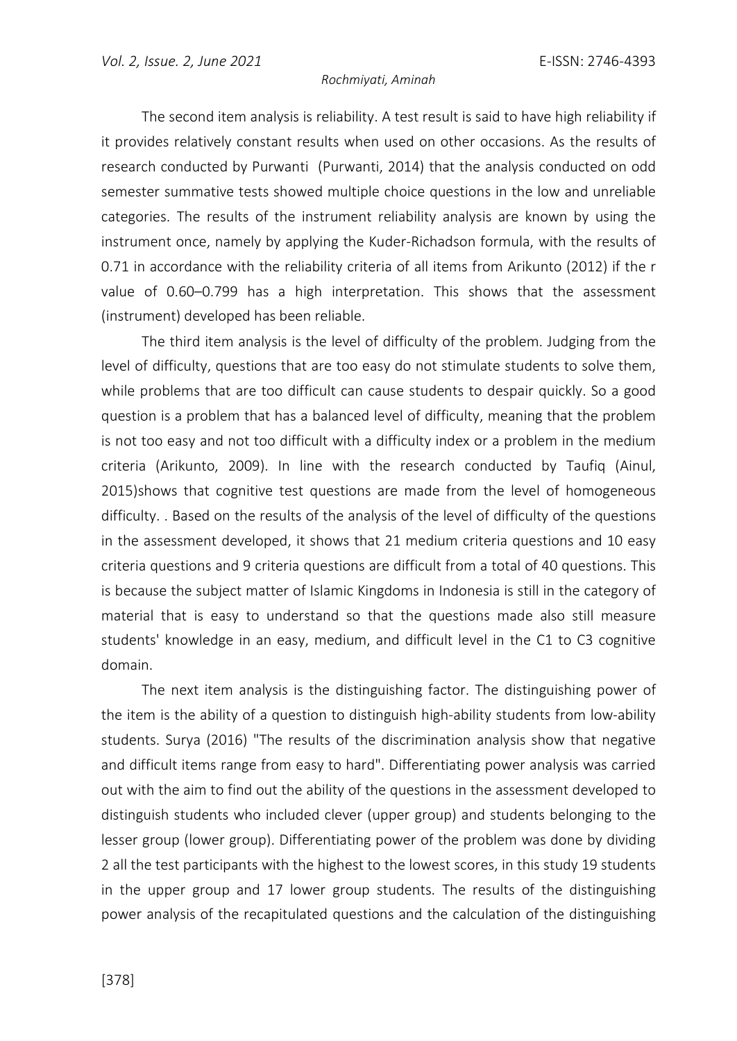The second item analysis is reliability. A test result is said to have high reliability if it provides relatively constant results when used on other occasions. As the results of research conducted by Purwanti (Purwanti, 2014) that the analysis conducted on odd semester summative tests showed multiple choice questions in the low and unreliable categories. The results of the instrument reliability analysis are known by using the instrument once, namely by applying the Kuder-Richadson formula, with the results of 0.71 in accordance with the reliability criteria of all items from Arikunto (2012) if the r value of 0.60–0.799 has a high interpretation. This shows that the assessment (instrument) developed has been reliable.

The third item analysis is the level of difficulty of the problem. Judging from the level of difficulty, questions that are too easy do not stimulate students to solve them, while problems that are too difficult can cause students to despair quickly. So a good question is a problem that has a balanced level of difficulty, meaning that the problem is not too easy and not too difficult with a difficulty index or a problem in the medium criteria (Arikunto, 2009). In line with the research conducted by Taufiq (Ainul, 2015)shows that cognitive test questions are made from the level of homogeneous difficulty. . Based on the results of the analysis of the level of difficulty of the questions in the assessment developed, it shows that 21 medium criteria questions and 10 easy criteria questions and 9 criteria questions are difficult from a total of 40 questions. This is because the subject matter of Islamic Kingdoms in Indonesia is still in the category of material that is easy to understand so that the questions made also still measure students' knowledge in an easy, medium, and difficult level in the C1 to C3 cognitive domain.

The next item analysis is the distinguishing factor. The distinguishing power of the item is the ability of a question to distinguish high-ability students from low-ability students. Surya (2016) "The results of the discrimination analysis show that negative and difficult items range from easy to hard". Differentiating power analysis was carried out with the aim to find out the ability of the questions in the assessment developed to distinguish students who included clever (upper group) and students belonging to the lesser group (lower group). Differentiating power of the problem was done by dividing 2 all the test participants with the highest to the lowest scores, in this study 19 students in the upper group and 17 lower group students. The results of the distinguishing power analysis of the recapitulated questions and the calculation of the distinguishing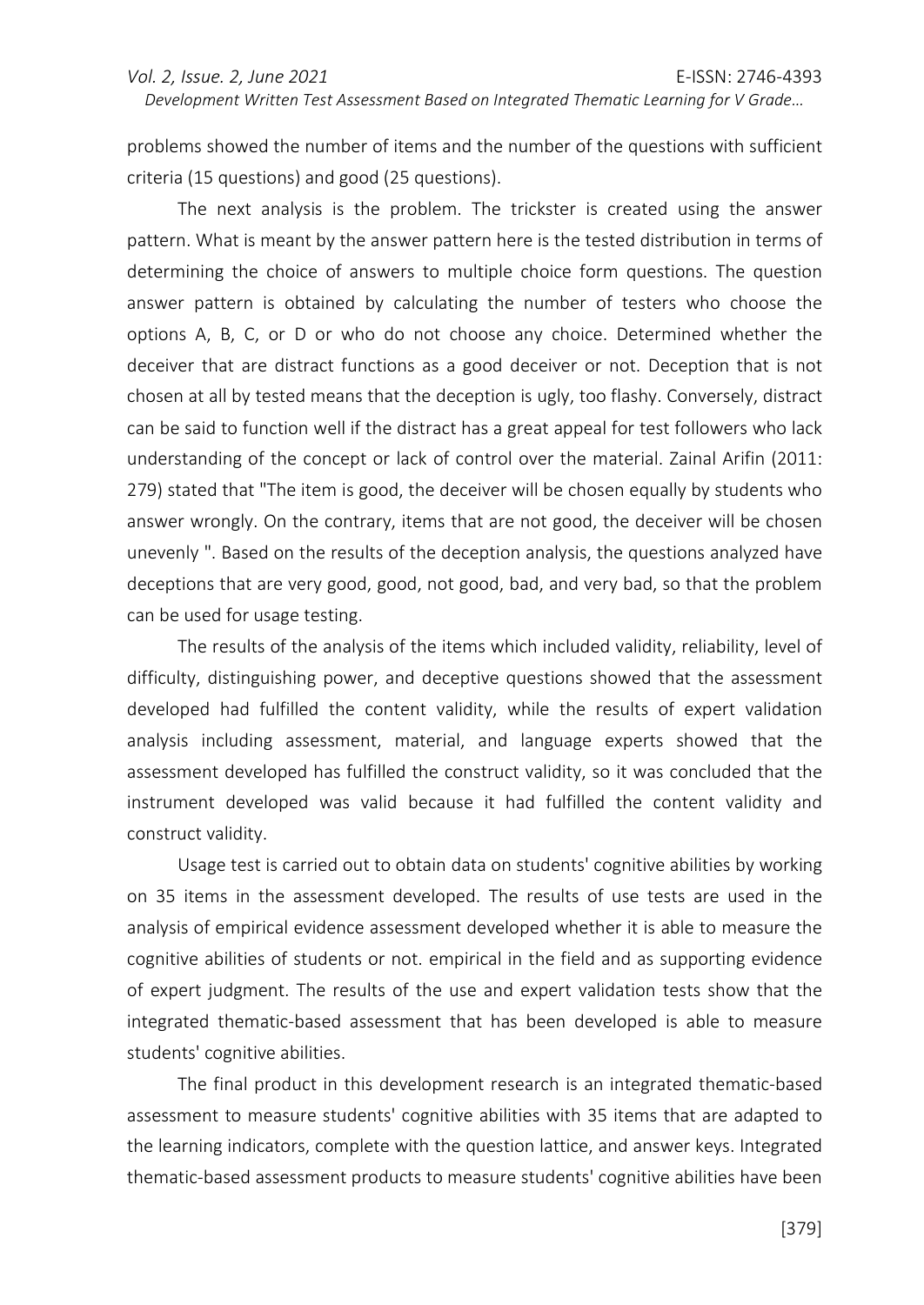problems showed the number of items and the number of the questions with sufficient criteria (15 questions) and good (25 questions).

The next analysis is the problem. The trickster is created using the answer pattern. What is meant by the answer pattern here is the tested distribution in terms of determining the choice of answers to multiple choice form questions. The question answer pattern is obtained by calculating the number of testers who choose the options A, B, C, or D or who do not choose any choice. Determined whether the deceiver that are distract functions as a good deceiver or not. Deception that is not chosen at all by tested means that the deception is ugly, too flashy. Conversely, distract can be said to function well if the distract has a great appeal for test followers who lack understanding of the concept or lack of control over the material. Zainal Arifin (2011: 279) stated that "The item is good, the deceiver will be chosen equally by students who answer wrongly. On the contrary, items that are not good, the deceiver will be chosen unevenly ". Based on the results of the deception analysis, the questions analyzed have deceptions that are very good, good, not good, bad, and very bad, so that the problem can be used for usage testing.

The results of the analysis of the items which included validity, reliability, level of difficulty, distinguishing power, and deceptive questions showed that the assessment developed had fulfilled the content validity, while the results of expert validation analysis including assessment, material, and language experts showed that the assessment developed has fulfilled the construct validity, so it was concluded that the instrument developed was valid because it had fulfilled the content validity and construct validity.

Usage test is carried out to obtain data on students' cognitive abilities by working on 35 items in the assessment developed. The results of use tests are used in the analysis of empirical evidence assessment developed whether it is able to measure the cognitive abilities of students or not. empirical in the field and as supporting evidence of expert judgment. The results of the use and expert validation tests show that the integrated thematic-based assessment that has been developed is able to measure students' cognitive abilities.

The final product in this development research is an integrated thematic-based assessment to measure students' cognitive abilities with 35 items that are adapted to the learning indicators, complete with the question lattice, and answer keys. Integrated thematic-based assessment products to measure students' cognitive abilities have been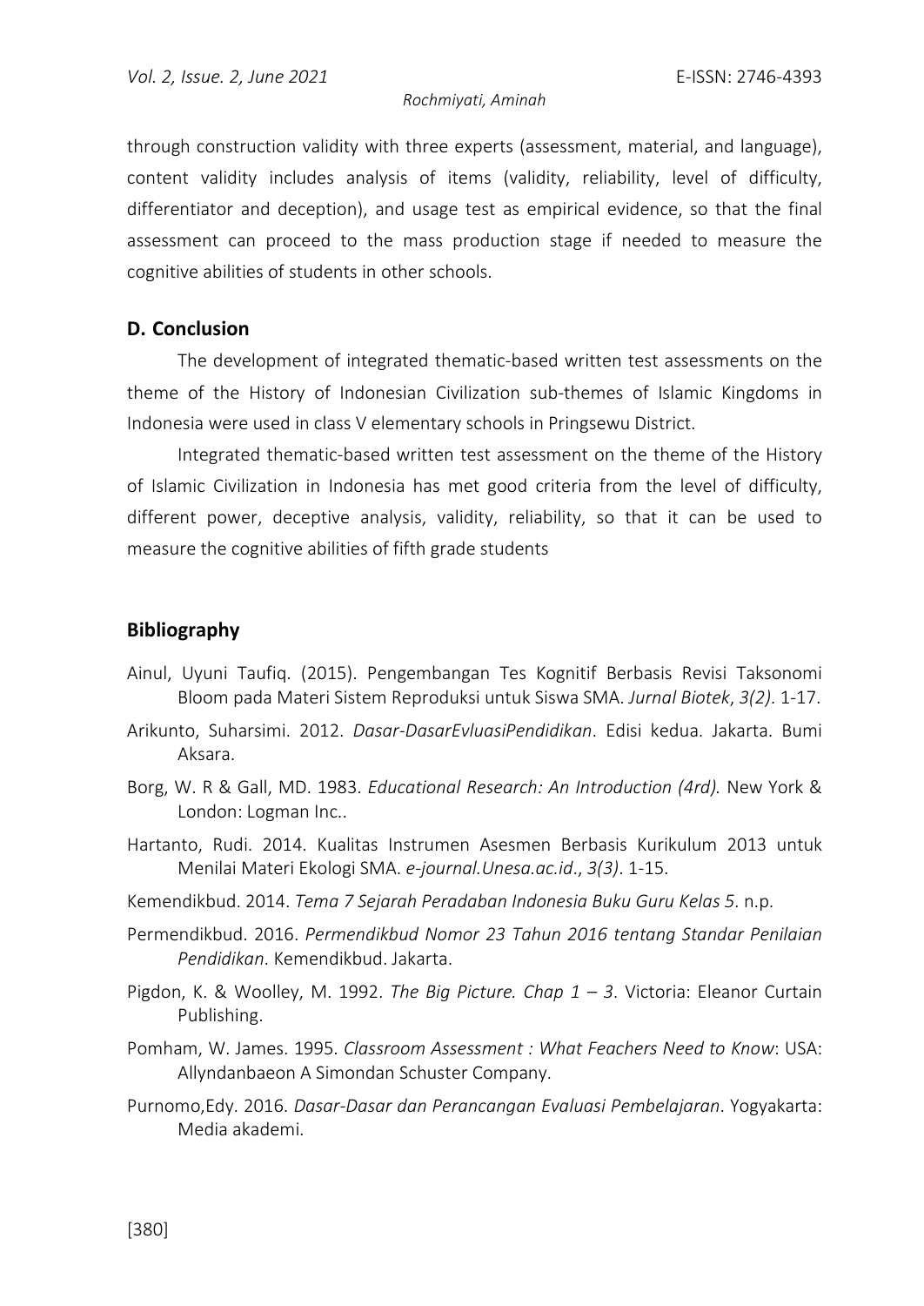through construction validity with three experts (assessment, material, and language), content validity includes analysis of items (validity, reliability, level of difficulty, differentiator and deception), and usage test as empirical evidence, so that the final assessment can proceed to the mass production stage if needed to measure the cognitive abilities of students in other schools.

## D. Conclusion

The development of integrated thematic-based written test assessments on the theme of the History of Indonesian Civilization sub-themes of Islamic Kingdoms in Indonesia were used in class V elementary schools in Pringsewu District.

Integrated thematic-based written test assessment on the theme of the History of Islamic Civilization in Indonesia has met good criteria from the level of difficulty, different power, deceptive analysis, validity, reliability, so that it can be used to measure the cognitive abilities of fifth grade students

## Bibliography

Ainul, Uyuni Taufiq. (2015). Pengembangan Tes Kognitif Berbasis Revisi Taksonomi Bloom pada Materi Sistem Reproduksi untuk Siswa SMA. *Jurnal Biotek*, *3(2)*. 1-17.

Arikunto, Suharsimi. 2012. *Dasar-DasarEvluasiPendidikan*. Edisi kedua. Jakarta. Bumi Aksara.

Borg, W. R & Gall, MD. 1983. *Educational Research: An Introduction (4rd).* New York & London: Logman Inc..

Hartanto, Rudi. 2014. Kualitas Instrumen Asesmen Berbasis Kurikulum 2013 untuk Menilai Materi Ekologi SMA. *e-journal.Unesa.ac.id*., *3(3)*. 1-15.

Kemendikbud. 2014. *Tema 7 Sejarah Peradaban Indonesia Buku Guru Kelas 5*. n.p.

Permendikbud. 2016. *Permendikbud Nomor 23 Tahun 2016 tentang Standar Penilaian Pendidikan*. Kemendikbud. Jakarta.

Pigdon, K. & Woolley, M. 1992. *The Big Picture. Chap 1 – 3*. Victoria: Eleanor Curtain Publishing.

Pomham, W. James. 1995. *Classroom Assessment : What Feachers Need to Know*: USA: Allyndanbaeon A Simondan Schuster Company.

Purnomo,Edy. 2016. *Dasar-Dasar dan Perancangan Evaluasi Pembelajaran*. Yogyakarta: Media akademi.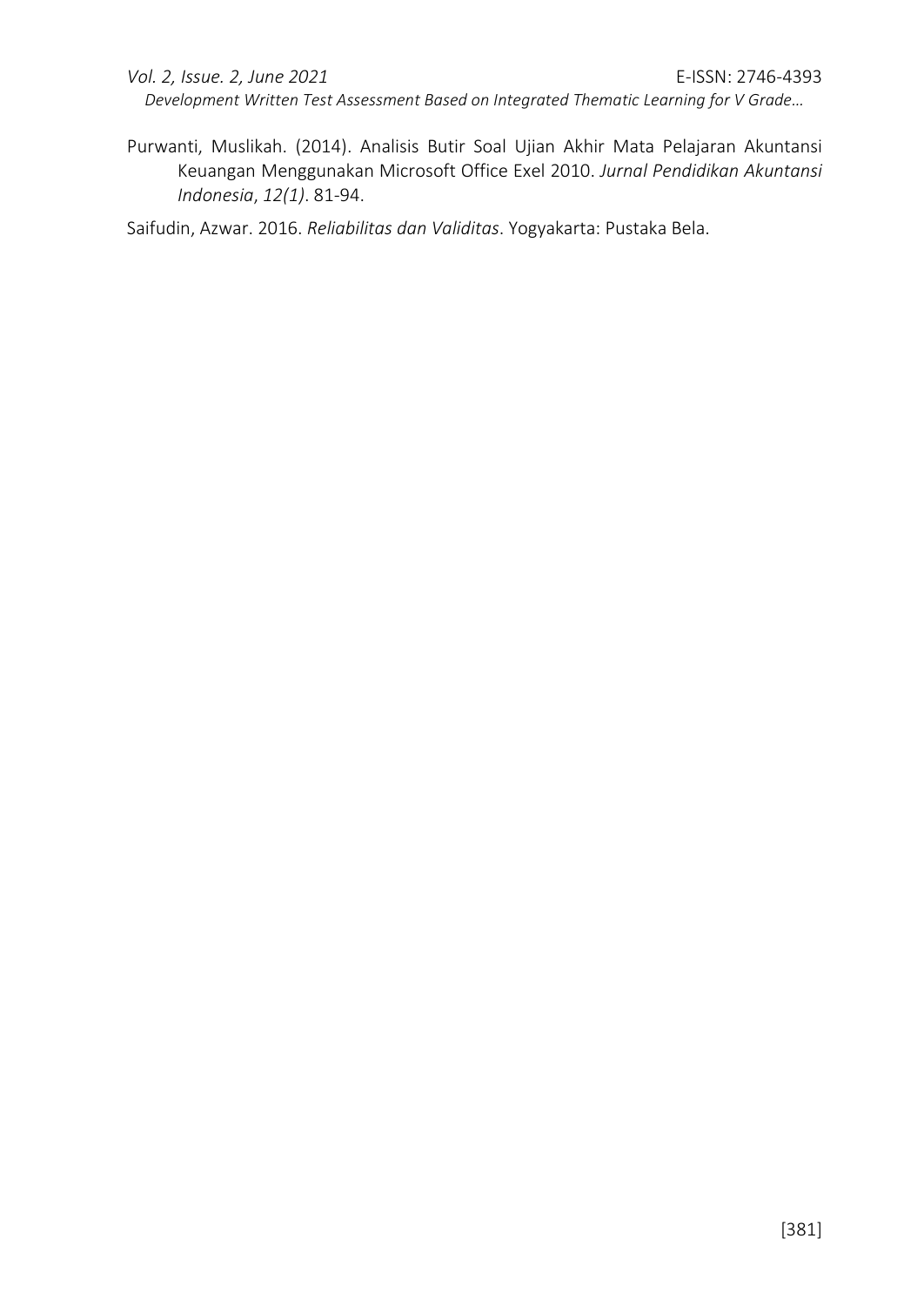Purwanti, Muslikah. (2014). Analisis Butir Soal Ujian Akhir Mata Pelajaran Akuntansi Keuangan Menggunakan Microsoft Office Exel 2010. *Jurnal Pendidikan Akuntansi Indonesia*, *12(1)*. 81-94.

Saifudin, Azwar. 2016. *Reliabilitas dan Validitas*. Yogyakarta: Pustaka Bela.